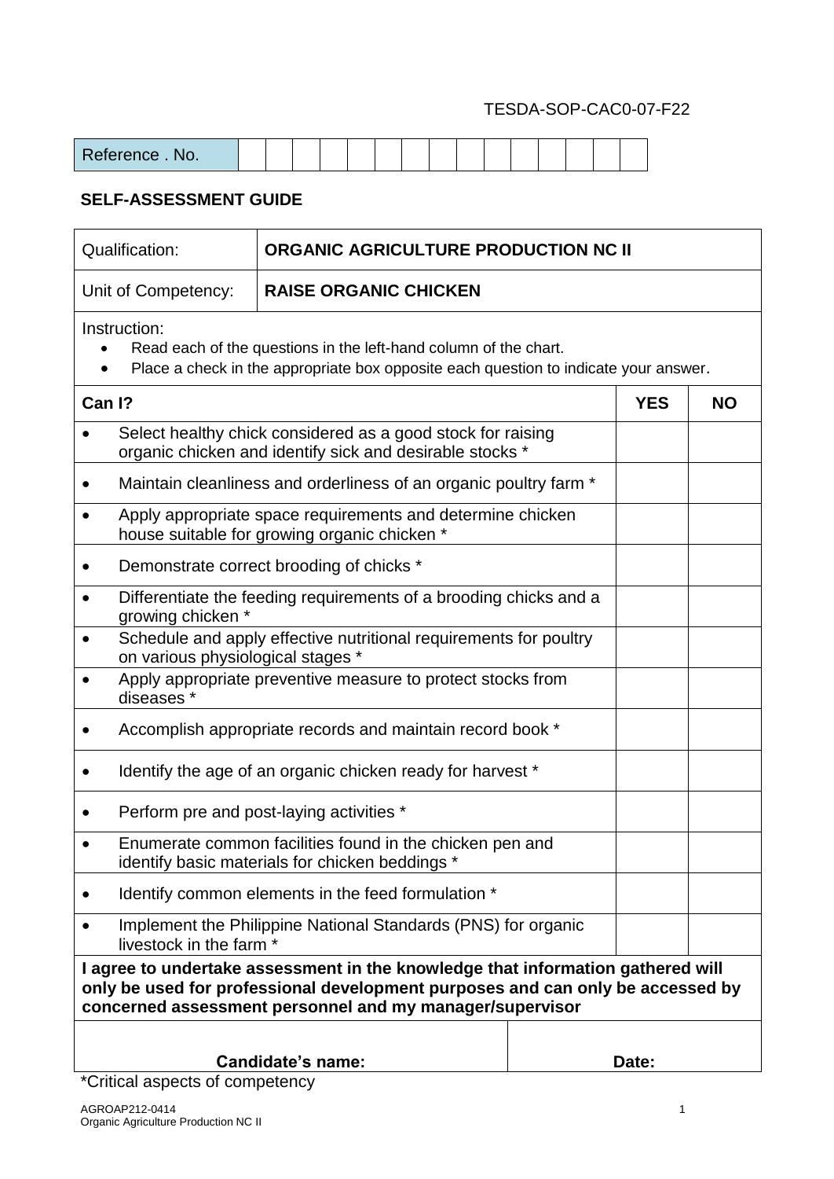TESDA-SOP-CAC0-07-F22

| Reference . No. | | | | | | | | | | | | | | | |
|---|---|---|---|---|---|---|---|---|---|---|---|---|---|---|---|

## SELF-ASSESSMENT GUIDE

| Qualification: | ORGANIC AGRICULTURE PRODUCTION NC II |
|---|---|
| Unit of Competency: | RAISE ORGANIC CHICKEN |

Instruction:

- Read each of the questions in the left-hand column of the chart.
- Place a check in the appropriate box opposite each question to indicate your answer.

| Can I? | YES | NO |
|---|---|---|
| • Select healthy chick considered as a good stock for raising organic chicken and identify sick and desirable stocks * | | |
| • Maintain cleanliness and orderliness of an organic poultry farm * | | |
| • Apply appropriate space requirements and determine chicken house suitable for growing organic chicken * | | |
| • Demonstrate correct brooding of chicks * | | |
| • Differentiate the feeding requirements of a brooding chicks and a growing chicken * | | |
| • Schedule and apply effective nutritional requirements for poultry on various physiological stages * | | |
| • Apply appropriate preventive measure to protect stocks from diseases * | | |
| • Accomplish appropriate records and maintain record book * | | |
| • Identify the age of an organic chicken ready for harvest * | | |
| • Perform pre and post-laying activities * | | |
| • Enumerate common facilities found in the chicken pen and identify basic materials for chicken beddings * | | |
| • Identify common elements in the feed formulation * | | |
| • Implement the Philippine National Standards (PNS) for organic livestock in the farm * | | |

**I agree to undertake assessment in the knowledge that information gathered will only be used for professional development purposes and can only be accessed by concerned assessment personnel and my manager/supervisor**

| Candidate's name: | Date: |
|---|---|

*Critical aspects of competency

AGROAP212-0414
Organic Agriculture Production NC II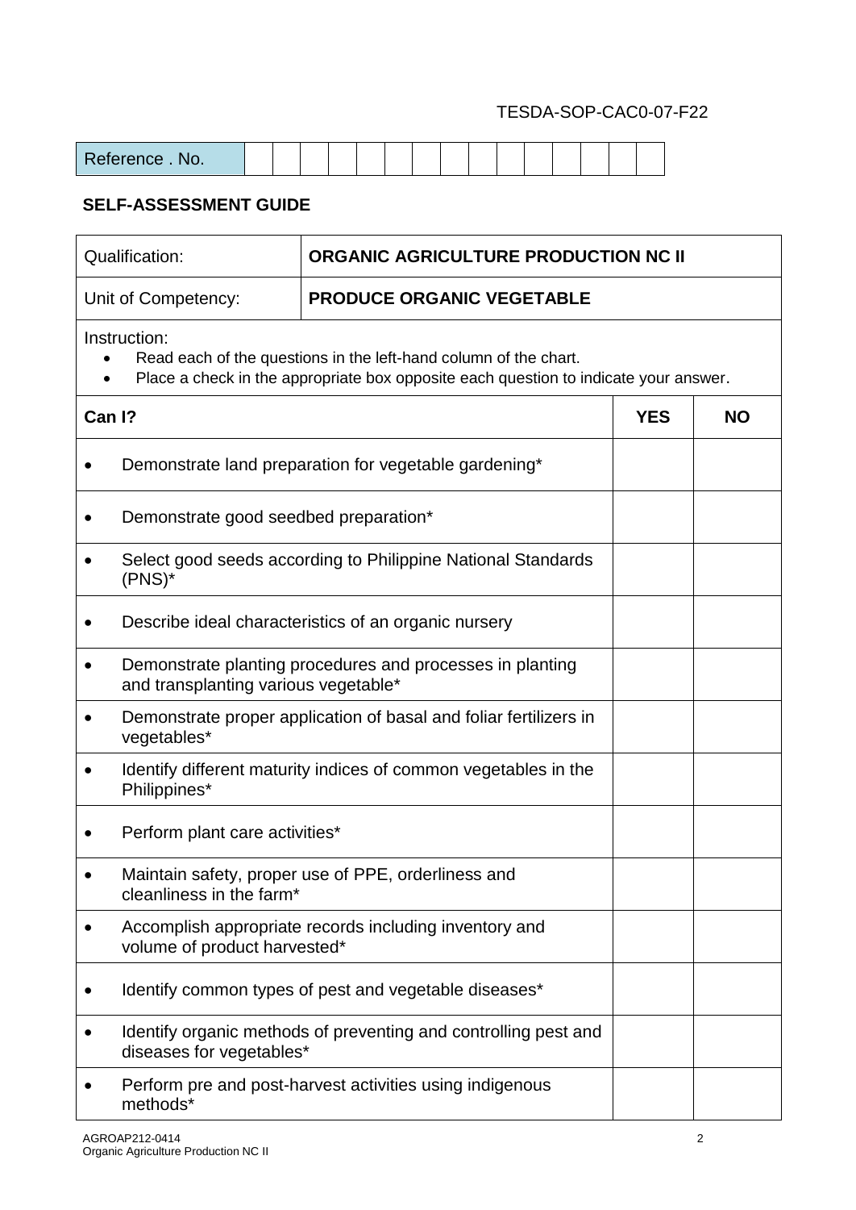TESDA-SOP-CAC0-07-F22

| Reference . No. | | | | | | | | | | | | | | | |
|---|---|---|---|---|---|---|---|---|---|---|---|---|---|---|---|

## SELF-ASSESSMENT GUIDE

| Qualification: | ORGANIC AGRICULTURE PRODUCTION NC II |
|---|---|
| Unit of Competency: | PRODUCE ORGANIC VEGETABLE |

Instruction:

- Read each of the questions in the left-hand column of the chart.
- Place a check in the appropriate box opposite each question to indicate your answer.

| Can I? | YES | NO |
|---|---|---|
| • Demonstrate land preparation for vegetable gardening* | | |
| • Demonstrate good seedbed preparation* | | |
| • Select good seeds according to Philippine National Standards (PNS)* | | |
| • Describe ideal characteristics of an organic nursery | | |
| • Demonstrate planting procedures and processes in planting and transplanting various vegetable* | | |
| • Demonstrate proper application of basal and foliar fertilizers in vegetables* | | |
| • Identify different maturity indices of common vegetables in the Philippines* | | |
| • Perform plant care activities* | | |
| • Maintain safety, proper use of PPE, orderliness and cleanliness in the farm* | | |
| • Accomplish appropriate records including inventory and volume of product harvested* | | |
| • Identify common types of pest and vegetable diseases* | | |
| • Identify organic methods of preventing and controlling pest and diseases for vegetables* | | |
| • Perform pre and post-harvest activities using indigenous methods* | | |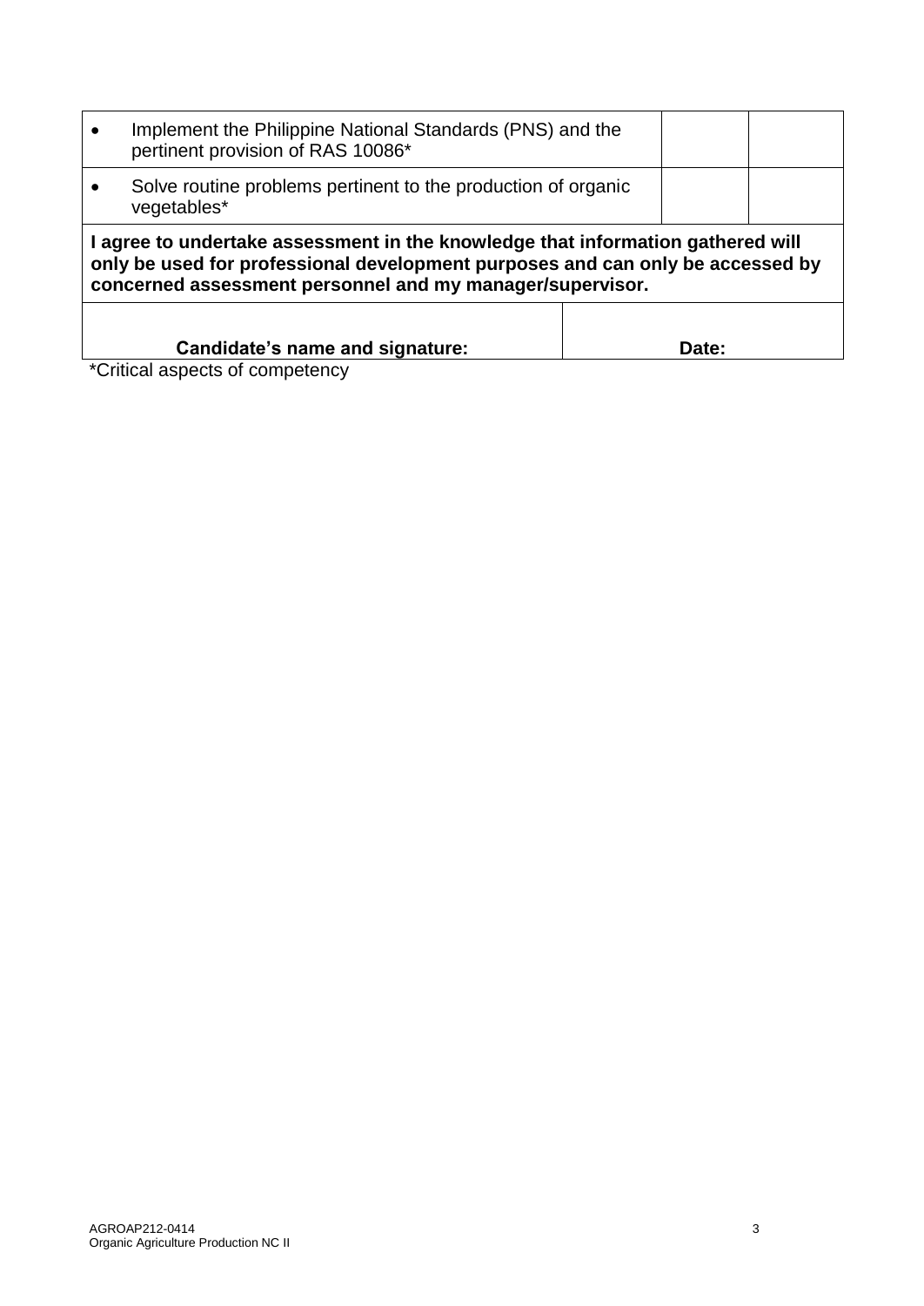| | | |
|---|---|---|
| • Implement the Philippine National Standards (PNS) and the pertinent provision of RAS 10086* | | |
| • Solve routine problems pertinent to the production of organic vegetables* | | |
| **I agree to undertake assessment in the knowledge that information gathered will only be used for professional development purposes and can only be accessed by concerned assessment personnel and my manager/supervisor.** | | |
| **Candidate's name and signature:** | **Date:** | |

*Critical aspects of competency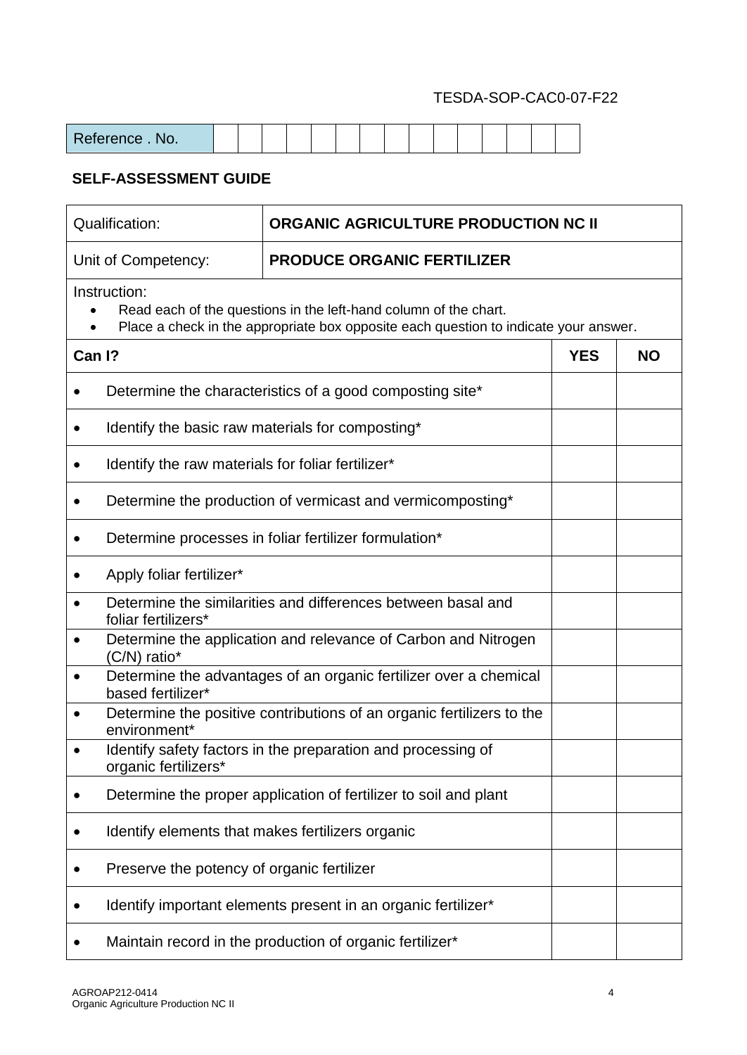TESDA-SOP-CAC0-07-F22

| Reference . No. | | | | | | | | | | | | | | | |
|---|---|---|---|---|---|---|---|---|---|---|---|---|---|---|---|

**SELF-ASSESSMENT GUIDE**

| Qualification: | **ORGANIC AGRICULTURE PRODUCTION NC II** |
|---|---|
| Unit of Competency: | **PRODUCE ORGANIC FERTILIZER** |

Instruction:

- Read each of the questions in the left-hand column of the chart.
- Place a check in the appropriate box opposite each question to indicate your answer.

| **Can I?** | **YES** | **NO** |
|---|---|---|
| • Determine the characteristics of a good composting site* | | |
| • Identify the basic raw materials for composting* | | |
| • Identify the raw materials for foliar fertilizer* | | |
| • Determine the production of vermicast and vermicomposting* | | |
| • Determine processes in foliar fertilizer formulation* | | |
| • Apply foliar fertilizer* | | |
| • Determine the similarities and differences between basal and foliar fertilizers* | | |
| • Determine the application and relevance of Carbon and Nitrogen (C/N) ratio* | | |
| • Determine the advantages of an organic fertilizer over a chemical based fertilizer* | | |
| • Determine the positive contributions of an organic fertilizers to the environment* | | |
| • Identify safety factors in the preparation and processing of organic fertilizers* | | |
| • Determine the proper application of fertilizer to soil and plant | | |
| • Identify elements that makes fertilizers organic | | |
| • Preserve the potency of organic fertilizer | | |
| • Identify important elements present in an organic fertilizer* | | |
| • Maintain record in the production of organic fertilizer* | | |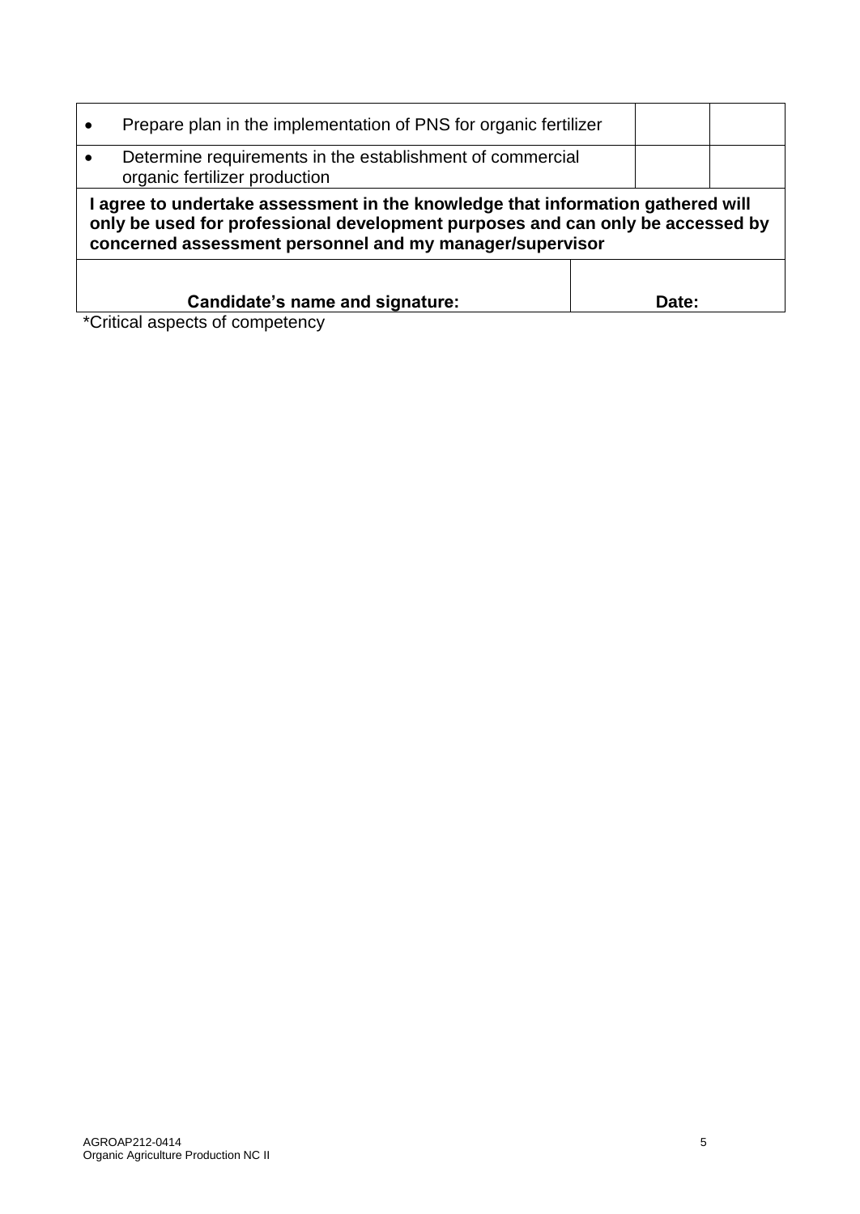| | | |
|---|---|---|
| • Prepare plan in the implementation of PNS for organic fertilizer | | |
| • Determine requirements in the establishment of commercial organic fertilizer production | | |
| **I agree to undertake assessment in the knowledge that information gathered will only be used for professional development purposes and can only be accessed by concerned assessment personnel and my manager/supervisor** | | |
| **Candidate's name and signature:** | **Date:** | |

*Critical aspects of competency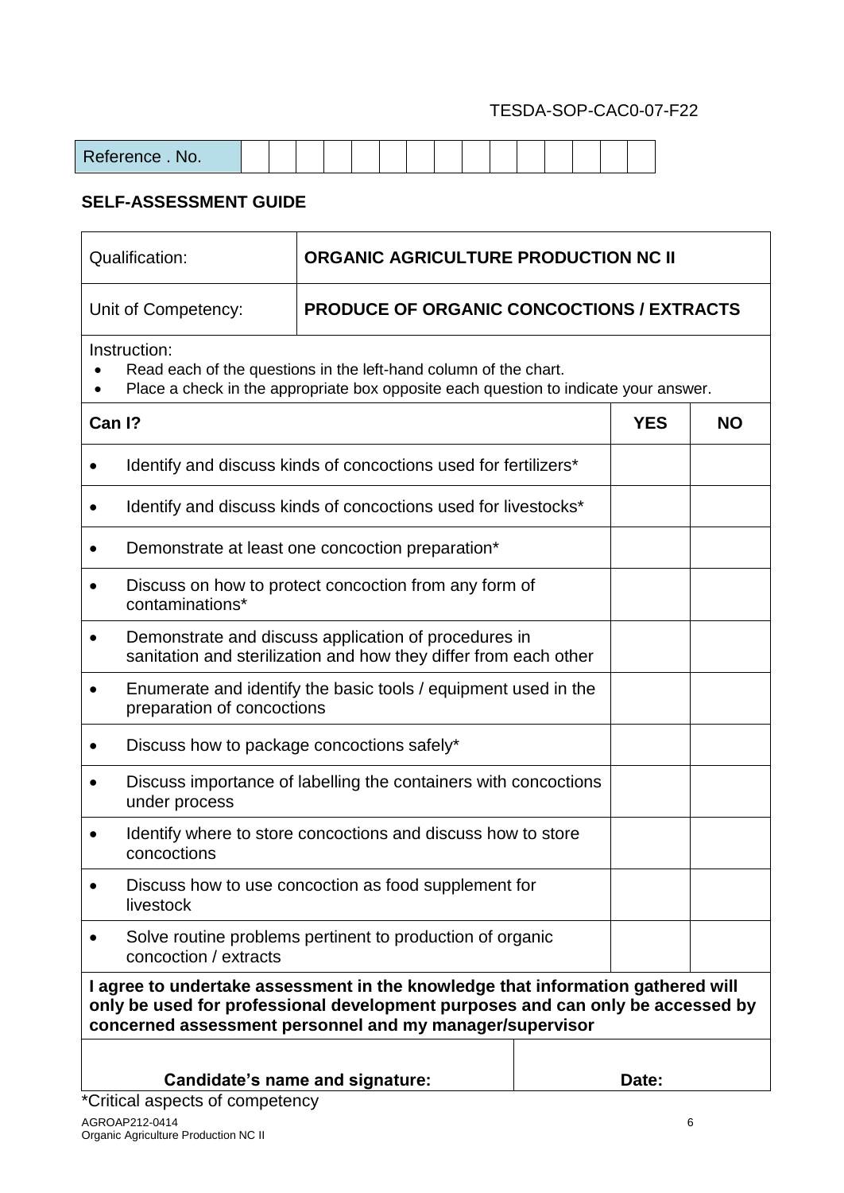TESDA-SOP-CAC0-07-F22

| Reference . No. | | | | | | | | | | | | | | | |
|---|---|---|---|---|---|---|---|---|---|---|---|---|---|---|---|

**SELF-ASSESSMENT GUIDE**

| Qualification: | **ORGANIC AGRICULTURE PRODUCTION NC II** |
|---|---|
| Unit of Competency: | **PRODUCE OF ORGANIC CONCOCTIONS / EXTRACTS** |

Instruction:

- Read each of the questions in the left-hand column of the chart.
- Place a check in the appropriate box opposite each question to indicate your answer.

| **Can I?** | **YES** | **NO** |
|---|---|---|
| • Identify and discuss kinds of concoctions used for fertilizers* | | |
| • Identify and discuss kinds of concoctions used for livestocks* | | |
| • Demonstrate at least one concoction preparation* | | |
| • Discuss on how to protect concoction from any form of contaminations* | | |
| • Demonstrate and discuss application of procedures in sanitation and sterilization and how they differ from each other | | |
| • Enumerate and identify the basic tools / equipment used in the preparation of concoctions | | |
| • Discuss how to package concoctions safely* | | |
| • Discuss importance of labelling the containers with concoctions under process | | |
| • Identify where to store concoctions and discuss how to store concoctions | | |
| • Discuss how to use concoction as food supplement for livestock | | |
| • Solve routine problems pertinent to production of organic concoction / extracts | | |

**I agree to undertake assessment in the knowledge that information gathered will only be used for professional development purposes and can only be accessed by concerned assessment personnel and my manager/supervisor**

| **Candidate's name and signature:** | **Date:** |
|---|---|

*Critical aspects of competency

AGROAP212-0414
Organic Agriculture Production NC II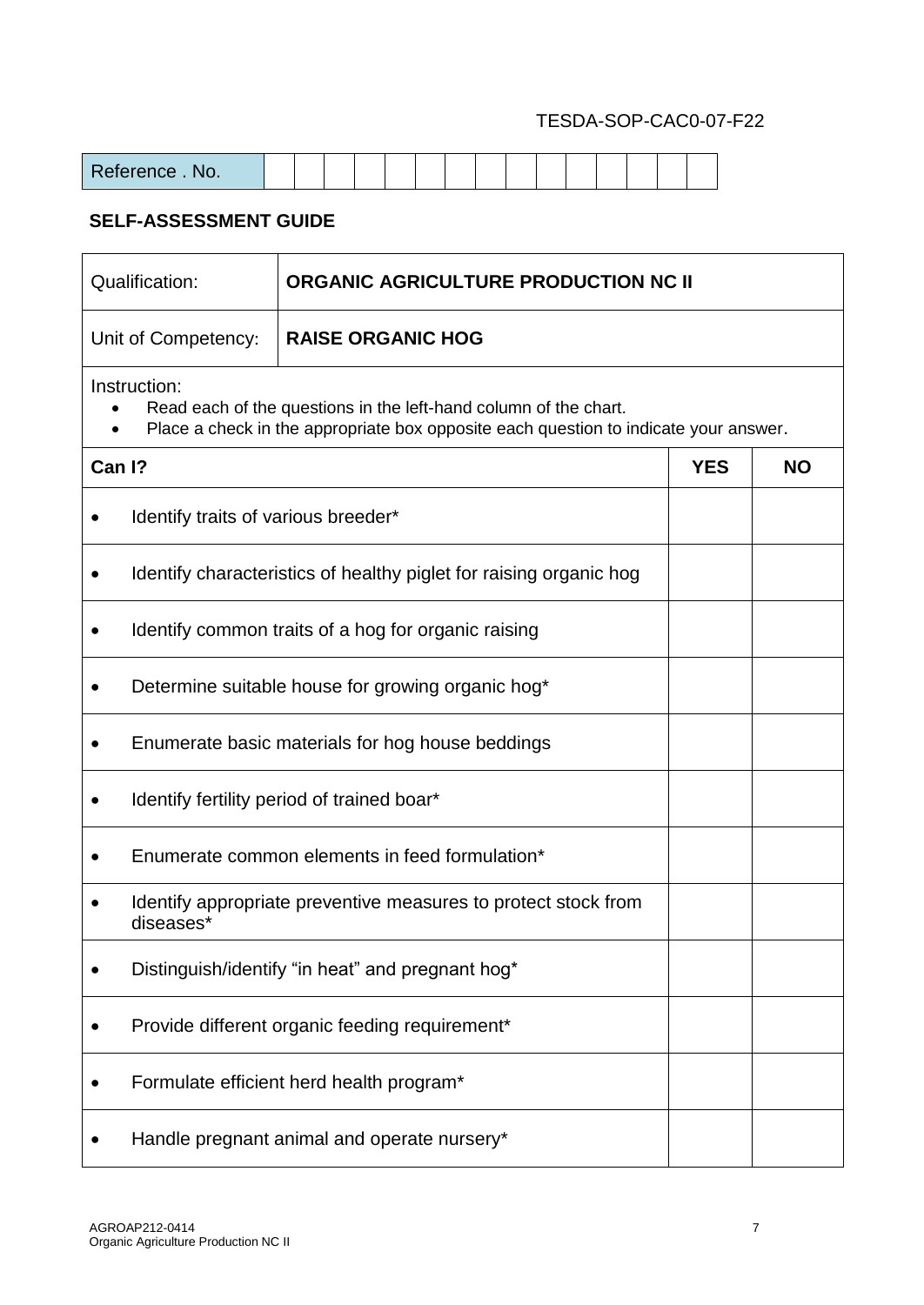TESDA-SOP-CAC0-07-F22

| Reference . No. | | | | | | | | | | | | | | | |
|---|---|---|---|---|---|---|---|---|---|---|---|---|---|---|---|

**SELF-ASSESSMENT GUIDE**

| Qualification: | **ORGANIC AGRICULTURE PRODUCTION NC II** |
|---|---|
| Unit of Competency: | **RAISE ORGANIC HOG** |

Instruction:

- Read each of the questions in the left-hand column of the chart.
- Place a check in the appropriate box opposite each question to indicate your answer.

| **Can I?** | **YES** | **NO** |
|---|---|---|
| • Identify traits of various breeder* | | |
| • Identify characteristics of healthy piglet for raising organic hog | | |
| • Identify common traits of a hog for organic raising | | |
| • Determine suitable house for growing organic hog* | | |
| • Enumerate basic materials for hog house beddings | | |
| • Identify fertility period of trained boar* | | |
| • Enumerate common elements in feed formulation* | | |
| • Identify appropriate preventive measures to protect stock from diseases* | | |
| • Distinguish/identify "in heat" and pregnant hog* | | |
| • Provide different organic feeding requirement* | | |
| • Formulate efficient herd health program* | | |
| • Handle pregnant animal and operate nursery* | | |

AGROAP212-0414
Organic Agriculture Production NC II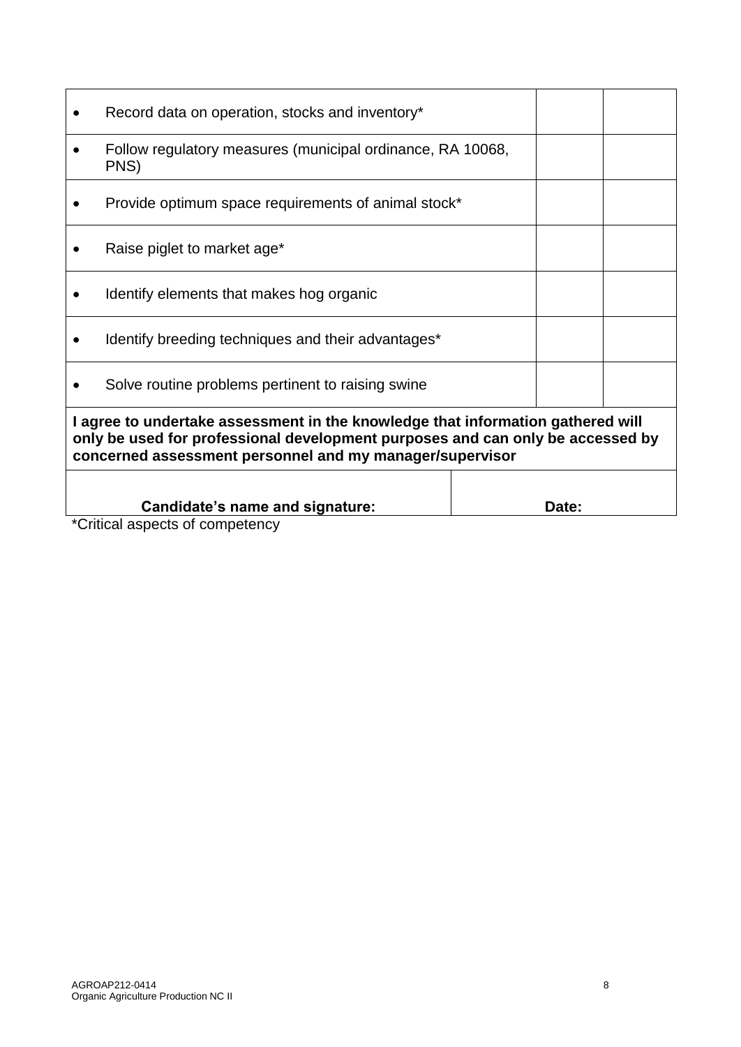| | | |
|---|---|---|
| • Record data on operation, stocks and inventory* | | |
| • Follow regulatory measures (municipal ordinance, RA 10068, PNS) | | |
| • Provide optimum space requirements of animal stock* | | |
| • Raise piglet to market age* | | |
| • Identify elements that makes hog organic | | |
| • Identify breeding techniques and their advantages* | | |
| • Solve routine problems pertinent to raising swine | | |
| **I agree to undertake assessment in the knowledge that information gathered will only be used for professional development purposes and can only be accessed by concerned assessment personnel and my manager/supervisor** | | |
| **Candidate's name and signature:** | **Date:** | |

*Critical aspects of competency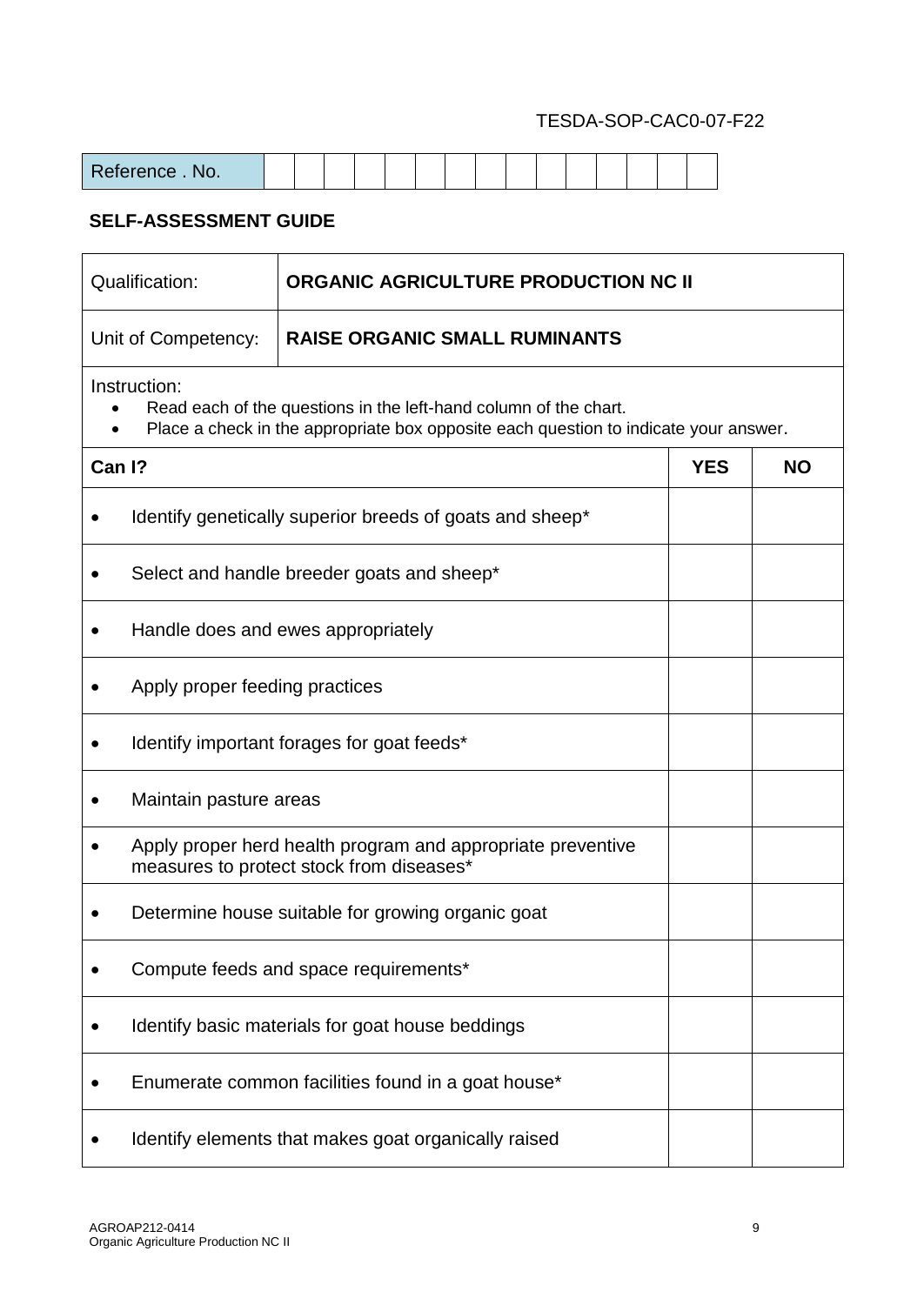TESDA-SOP-CAC0-07-F22

| Reference . No. | | | | | | | | | | | | | | | |
|---|---|---|---|---|---|---|---|---|---|---|---|---|---|---|---|

## SELF-ASSESSMENT GUIDE

| Qualification: | **ORGANIC AGRICULTURE PRODUCTION NC II** |
|---|---|
| Unit of Competency: | **RAISE ORGANIC SMALL RUMINANTS** |

Instruction:

- Read each of the questions in the left-hand column of the chart.
- Place a check in the appropriate box opposite each question to indicate your answer.

| **Can I?** | **YES** | **NO** |
|---|---|---|
| • Identify genetically superior breeds of goats and sheep* | | |
| • Select and handle breeder goats and sheep* | | |
| • Handle does and ewes appropriately | | |
| • Apply proper feeding practices | | |
| • Identify important forages for goat feeds* | | |
| • Maintain pasture areas | | |
| • Apply proper herd health program and appropriate preventive measures to protect stock from diseases* | | |
| • Determine house suitable for growing organic goat | | |
| • Compute feeds and space requirements* | | |
| • Identify basic materials for goat house beddings | | |
| • Enumerate common facilities found in a goat house* | | |
| • Identify elements that makes goat organically raised | | |

AGROAP212-0414
Organic Agriculture Production NC II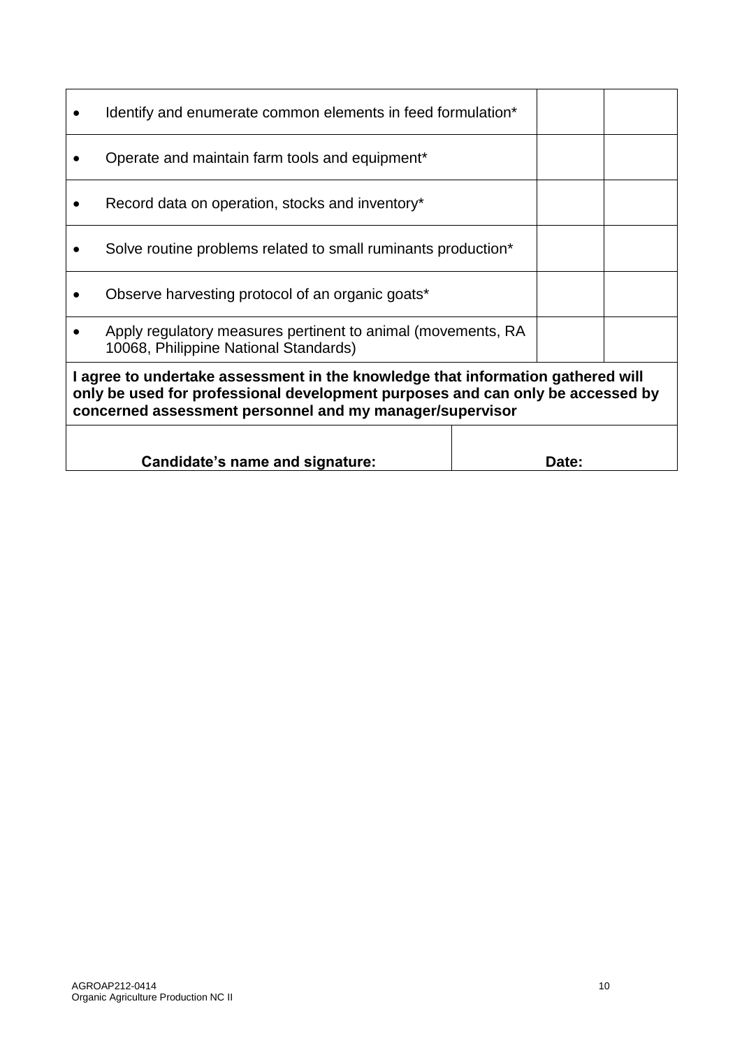| | | |
|---|---|---|
| • Identify and enumerate common elements in feed formulation* | | |
| • Operate and maintain farm tools and equipment* | | |
| • Record data on operation, stocks and inventory* | | |
| • Solve routine problems related to small ruminants production* | | |
| • Observe harvesting protocol of an organic goats* | | |
| • Apply regulatory measures pertinent to animal (movements, RA 10068, Philippine National Standards) | | |
| **I agree to undertake assessment in the knowledge that information gathered will only be used for professional development purposes and can only be accessed by concerned assessment personnel and my manager/supervisor** | | |
| **Candidate's name and signature:** | **Date:** | |